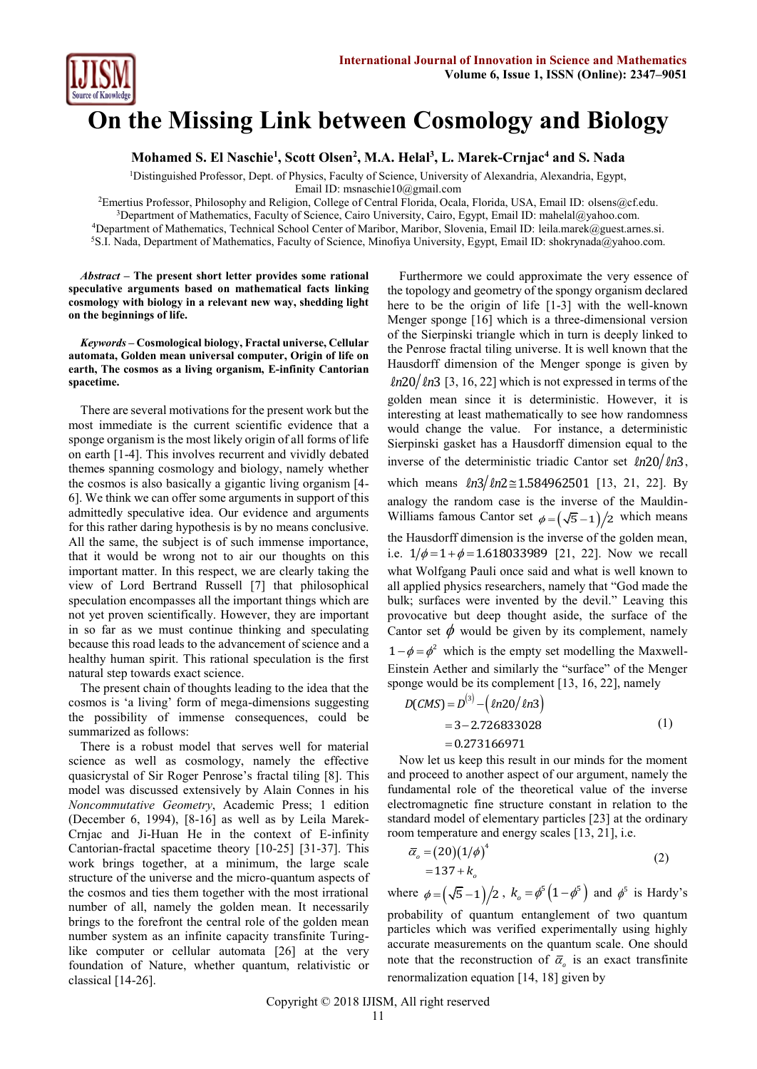# On the Missing Link between Cosmology and Biology

**Mohamed S. El Naschie[1], Scott Olsen[2], M.A. Helal[3], L. Marek-Crnjac[4] and S. Nada**

[1]Distinguished Professor, Dept. of Physics, Faculty of Science, University of Alexandria, Alexandria, Egypt, Email ID: msnaschie10@gmail.com

[2]Emertius Professor, Philosophy and Religion, College of Central Florida, Ocala, Florida, USA, Email ID: olsens@cf.edu.

[3]Department of Mathematics, Faculty of Science, Cairo University, Cairo, Egypt, Email ID: mahelal@yahoo.com.

[4]Department of Mathematics, Technical School Center of Maribor, Maribor, Slovenia, Email ID: leila.marek@guest.arnes.si.

[5]S.I. Nada, Department of Mathematics, Faculty of Science, Minofiya University, Egypt, Email ID: shokrynada@yahoo.com.

***Abstract* – The present short letter provides some rational speculative arguments based on mathematical facts linking cosmology with biology in a relevant new way, shedding light on the beginnings of life.**

***Keywords* – Cosmological biology, Fractal universe, Cellular automata, Golden mean universal computer, Origin of life on earth, The cosmos as a living organism, E-infinity Cantorian spacetime.**

There are several motivations for the present work but the most immediate is the current scientific evidence that a sponge organism is the most likely origin of all forms of life on earth [1-4]. This involves recurrent and vividly debated themes spanning cosmology and biology, namely whether the cosmos is also basically a gigantic living organism [4-6]. We think we can offer some arguments in support of this admittedly speculative idea. Our evidence and arguments for this rather daring hypothesis is by no means conclusive. All the same, the subject is of such immense importance, that it would be wrong not to air our thoughts on this important matter. In this respect, we are clearly taking the view of Lord Bertrand Russell [7] that philosophical speculation encompasses all the important things which are not yet proven scientifically. However, they are important in so far as we must continue thinking and speculating because this road leads to the advancement of science and a healthy human spirit. This rational speculation is the first natural step towards exact science.

The present chain of thoughts leading to the idea that the cosmos is 'a living' form of mega-dimensions suggesting the possibility of immense consequences, could be summarized as follows:

There is a robust model that serves well for material science as well as cosmology, namely the effective quasicrystal of Sir Roger Penrose's fractal tiling [8]. This model was discussed extensively by Alain Connes in his *Noncommutative Geometry*, Academic Press; 1 edition (December 6, 1994), [8-16] as well as by Leila Marek-Crnjac and Ji-Huan He in the context of E-infinity Cantorian-fractal spacetime theory [10-25] [31-37]. This work brings together, at a minimum, the large scale structure of the universe and the micro-quantum aspects of the cosmos and ties them together with the most irrational number of all, namely the golden mean. It necessarily brings to the forefront the central role of the golden mean number system as an infinite capacity transfinite Turing-like computer or cellular automata [26] at the very foundation of Nature, whether quantum, relativistic or classical [14-26].

Furthermore we could approximate the very essence of the topology and geometry of the spongy organism declared here to be the origin of life [1-3] with the well-known Menger sponge [16] which is a three-dimensional version of the Sierpinski triangle which in turn is deeply linked to the Penrose fractal tiling universe. It is well known that the Hausdorff dimension of the Menger sponge is given by $\ell n20/\ell n3$ [3, 16, 22] which is not expressed in terms of the golden mean since it is deterministic. However, it is interesting at least mathematically to see how randomness would change the value. For instance, a deterministic Sierpinski gasket has a Hausdorff dimension equal to the inverse of the deterministic triadic Cantor set $\ell n20/\ell n3$, which means $\ell n3/\ell n2 \cong 1.584962501$ [13, 21, 22]. By analogy the random case is the inverse of the Mauldin-Williams famous Cantor set $\phi = (\sqrt{5}-1)/2$ which means the Hausdorff dimension is the inverse of the golden mean, i.e. $1/\phi = 1+\phi = 1.618033989$ [21, 22]. Now we recall what Wolfgang Pauli once said and what is well known to all applied physics researchers, namely that "God made the bulk; surfaces were invented by the devil." Leaving this provocative but deep thought aside, the surface of the Cantor set $\phi$ would be given by its complement, namely $1-\phi=\phi^2$ which is the empty set modelling the Maxwell-Einstein Aether and similarly the "surface" of the Menger sponge would be its complement [13, 16, 22], namely

$$\begin{aligned} D(CMS) &= D^{(3)} - (\ell n20/\ell n3) \\ &= 3 - 2.726833028 \\ &= 0.273166971 \end{aligned} \tag{1}$$

Now let us keep this result in our minds for the moment and proceed to another aspect of our argument, namely the fundamental role of the theoretical value of the inverse electromagnetic fine structure constant in relation to the standard model of elementary particles [23] at the ordinary room temperature and energy scales [13, 21], i.e.

$$\begin{aligned} \bar{\alpha}_o &= (20)(1/\phi)^4 \\ &= 137 + k_o \end{aligned} \tag{2}$$

where $\phi = (\sqrt{5}-1)/2$, $k_o = \phi^5(1-\phi^5)$ and $\phi^5$ is Hardy's probability of quantum entanglement of two quantum particles which was verified experimentally using highly accurate measurements on the quantum scale. One should note that the reconstruction of $\bar{\alpha}_o$ is an exact transfinite renormalization equation [14, 18] given by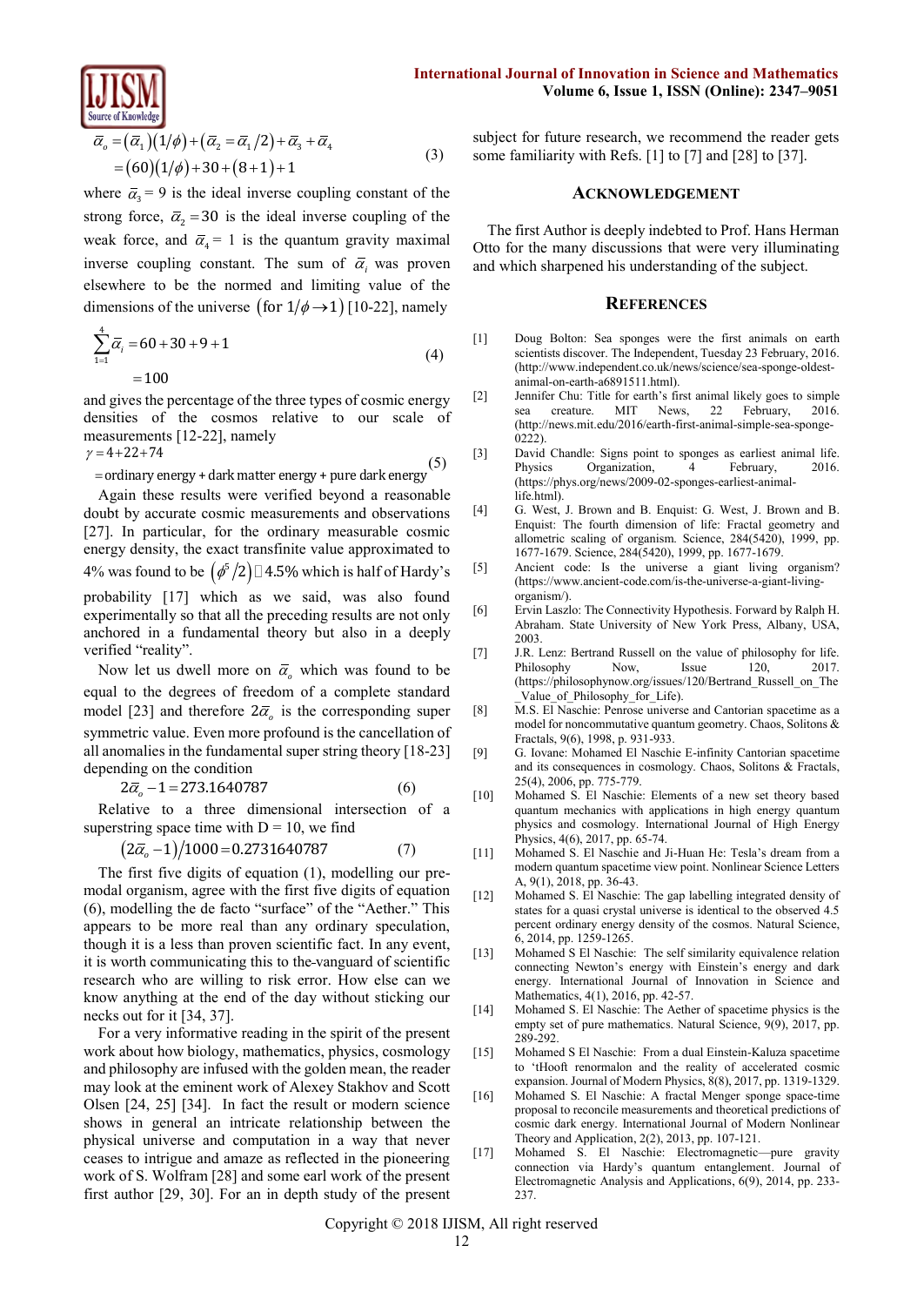$$\bar{\alpha}_o = (\bar{\alpha}_1)(1/\phi) + (\bar{\alpha}_2 = \bar{\alpha}_1/2) + \bar{\alpha}_3 + \bar{\alpha}_4$$
$$= (60)(1/\phi) + 30 + (8+1) + 1 \tag{3}$$

where $\bar{\alpha}_3 = 9$ is the ideal inverse coupling constant of the strong force, $\bar{\alpha}_2 = 30$ is the ideal inverse coupling of the weak force, and $\bar{\alpha}_4 = 1$ is the quantum gravity maximal inverse coupling constant. The sum of $\bar{\alpha}_i$ was proven elsewhere to be the normed and limiting value of the dimensions of the universe (for $1/\phi \to 1$) [10-22], namely

$$\sum_{1=1}^{4} \bar{\alpha}_i = 60 + 30 + 9 + 1$$
$$= 100 \tag{4}$$

and gives the percentage of the three types of cosmic energy densities of the cosmos relative to our scale of measurements [12-22], namely

$$\gamma = 4 + 22 + 74$$
$$= \text{ordinary energy + dark matter energy + pure dark energy} \tag{5}$$

Again these results were verified beyond a reasonable doubt by accurate cosmic measurements and observations [27]. In particular, for the ordinary measurable cosmic energy density, the exact transfinite value approximated to 4% was found to be $(\phi^5/2) \simeq 4.5\%$ which is half of Hardy's probability [17] which as we said, was also found experimentally so that all the preceding results are not only anchored in a fundamental theory but also in a deeply verified "reality".

Now let us dwell more on $\bar{\alpha}_o$ which was found to be equal to the degrees of freedom of a complete standard model [23] and therefore $2\bar{\alpha}_o$ is the corresponding super symmetric value. Even more profound is the cancellation of all anomalies in the fundamental super string theory [18-23] depending on the condition

$$2\bar{\alpha}_o - 1 = 273.1640787 \tag{6}$$

Relative to a three dimensional intersection of a superstring space time with D = 10, we find

$$(2\bar{\alpha}_o - 1)/1000 = 0.2731640787 \tag{7}$$

The first five digits of equation (1), modelling our pre-modal organism, agree with the first five digits of equation (6), modelling the de facto "surface" of the "Aether." This appears to be more real than any ordinary speculation, though it is a less than proven scientific fact. In any event, it is worth communicating this to the vanguard of scientific research who are willing to risk error. How else can we know anything at the end of the day without sticking our necks out for it [34, 37].

For a very informative reading in the spirit of the present work about how biology, mathematics, physics, cosmology and philosophy are infused with the golden mean, the reader may look at the eminent work of Alexey Stakhov and Scott Olsen [24, 25] [34]. In fact the result or modern science shows in general an intricate relationship between the physical universe and computation in a way that never ceases to intrigue and amaze as reflected in the pioneering work of S. Wolfram [28] and some earl work of the present first author [29, 30]. For an in depth study of the present subject for future research, we recommend the reader gets some familiarity with Refs. [1] to [7] and [28] to [37].

## Acknowledgement

The first Author is deeply indebted to Prof. Hans Herman Otto for the many discussions that were very illuminating and which sharpened his understanding of the subject.

## References

[1] Doug Bolton: Sea sponges were the first animals on earth scientists discover. The Independent, Tuesday 23 February, 2016. (http://www.independent.co.uk/news/science/sea-sponge-oldest-animal-on-earth-a6891511.html).

[2] Jennifer Chu: Title for earth's first animal likely goes to simple sea creature. MIT News, 22 February, 2016. (http://news.mit.edu/2016/earth-first-animal-simple-sea-sponge-0222).

[3] David Chandle: Signs point to sponges as earliest animal life. Physics Organization, 4 February, 2016. (https://phys.org/news/2009-02-sponges-earliest-animal-life.html).

[4] G. West, J. Brown and B. Enquist: G. West, J. Brown and B. Enquist: The fourth dimension of life: Fractal geometry and allometric scaling of organism. Science, 284(5420), 1999, pp. 1677-1679. Science, 284(5420), 1999, pp. 1677-1679.

[5] Ancient code: Is the universe a giant living organism? (https://www.ancient-code.com/is-the-universe-a-giant-living-organism/).

[6] Ervin Laszlo: The Connectivity Hypothesis. Forward by Ralph H. Abraham. State University of New York Press, Albany, USA, 2003.

[7] J.R. Lenz: Bertrand Russell on the value of philosophy for life. Philosophy Now, Issue 120, 2017. (https://philosophynow.org/issues/120/Bertrand_Russell_on_The_Value_of_Philosophy_for_Life).

[8] M.S. El Naschie: Penrose universe and Cantorian spacetime as a model for noncommutative quantum geometry. Chaos, Solitons & Fractals, 9(6), 1998, p. 931-933.

[9] G. Iovane: Mohamed El Naschie E-infinity Cantorian spacetime and its consequences in cosmology. Chaos, Solitons & Fractals, 25(4), 2006, pp. 775-779.

[10] Mohamed S. El Naschie: Elements of a new set theory based quantum mechanics with applications in high energy quantum physics and cosmology. International Journal of High Energy Physics, 4(6), 2017, pp. 65-74.

[11] Mohamed S. El Naschie and Ji-Huan He: Tesla's dream from a modern quantum spacetime view point. Nonlinear Science Letters A, 9(1), 2018, pp. 36-43.

[12] Mohamed S. El Naschie: The gap labelling integrated density of states for a quasi crystal universe is identical to the observed 4.5 percent ordinary energy density of the cosmos. Natural Science, 6, 2014, pp. 1259-1265.

[13] Mohamed S El Naschie: The self similarity equivalence relation connecting Newton's energy with Einstein's energy and dark energy. International Journal of Innovation in Science and Mathematics, 4(1), 2016, pp. 42-57.

[14] Mohamed S. El Naschie: The Aether of spacetime physics is the empty set of pure mathematics. Natural Science, 9(9), 2017, pp. 289-292.

[15] Mohamed S El Naschie: From a dual Einstein-Kaluza spacetime to 'tHooft renormalon and the reality of accelerated cosmic expansion. Journal of Modern Physics, 8(8), 2017, pp. 1319-1329.

[16] Mohamed S. El Naschie: A fractal Menger sponge space-time proposal to reconcile measurements and theoretical predictions of cosmic dark energy. International Journal of Modern Nonlinear Theory and Application, 2(2), 2013, pp. 107-121.

[17] Mohamed S. El Naschie: Electromagnetic—pure gravity connection via Hardy's quantum entanglement. Journal of Electromagnetic Analysis and Applications, 6(9), 2014, pp. 233-237.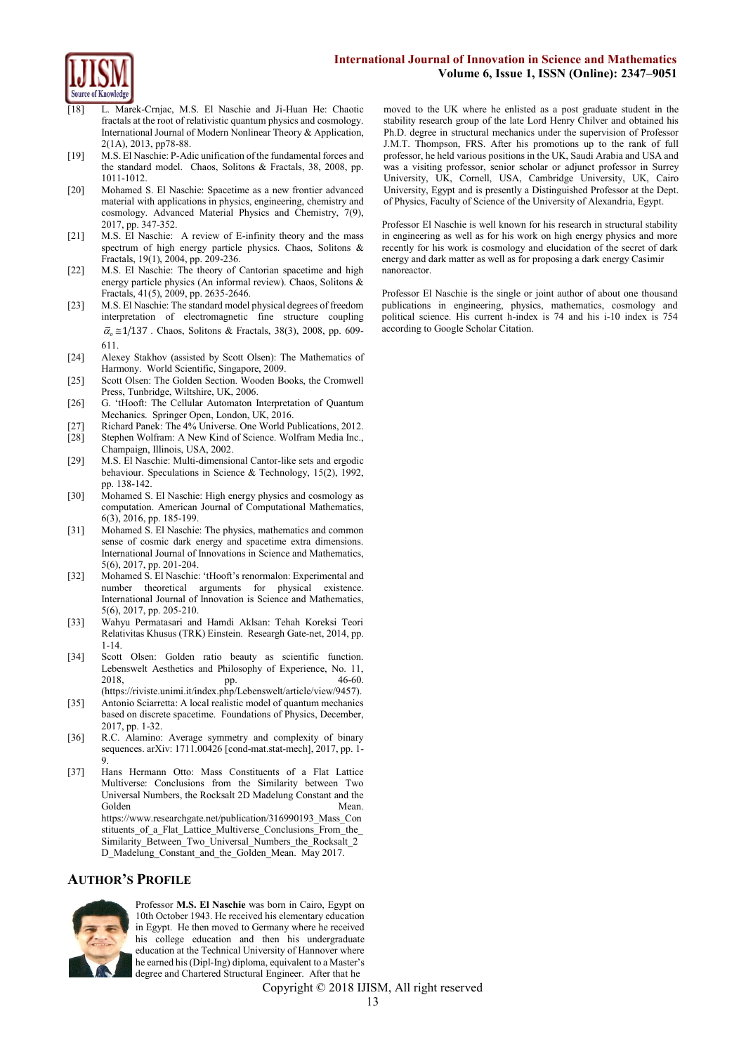[18] L. Marek-Crnjac, M.S. El Naschie and Ji-Huan He: Chaotic fractals at the root of relativistic quantum physics and cosmology. International Journal of Modern Nonlinear Theory & Application, 2(1A), 2013, pp78-88.

[19] M.S. El Naschie: P-Adic unification of the fundamental forces and the standard model. Chaos, Solitons & Fractals, 38, 2008, pp. 1011-1012.

[20] Mohamed S. El Naschie: Spacetime as a new frontier advanced material with applications in physics, engineering, chemistry and cosmology. Advanced Material Physics and Chemistry, 7(9), 2017, pp. 347-352.

[21] M.S. El Naschie: A review of E-infinity theory and the mass spectrum of high energy particle physics. Chaos, Solitons & Fractals, 19(1), 2004, pp. 209-236.

[22] M.S. El Naschie: The theory of Cantorian spacetime and high energy particle physics (An informal review). Chaos, Solitons & Fractals, 41(5), 2009, pp. 2635-2646.

[23] M.S. El Naschie: The standard model physical degrees of freedom interpretation of electromagnetic fine structure coupling $\bar{\alpha}_o \cong 1/137$ . Chaos, Solitons & Fractals, 38(3), 2008, pp. 609-611.

[24] Alexey Stakhov (assisted by Scott Olsen): The Mathematics of Harmony. World Scientific, Singapore, 2009.

[25] Scott Olsen: The Golden Section. Wooden Books, the Cromwell Press, Tunbridge, Wiltshire, UK, 2006.

[26] G. 'tHooft: The Cellular Automaton Interpretation of Quantum Mechanics. Springer Open, London, UK, 2016.

[27] Richard Panek: The 4% Universe. One World Publications, 2012.

[28] Stephen Wolfram: A New Kind of Science. Wolfram Media Inc., Champaign, Illinois, USA, 2002.

[29] M.S. El Naschie: Multi-dimensional Cantor-like sets and ergodic behaviour. Speculations in Science & Technology, 15(2), 1992, pp. 138-142.

[30] Mohamed S. El Naschie: High energy physics and cosmology as computation. American Journal of Computational Mathematics, 6(3), 2016, pp. 185-199.

[31] Mohamed S. El Naschie: The physics, mathematics and common sense of cosmic dark energy and spacetime extra dimensions. International Journal of Innovations in Science and Mathematics, 5(6), 2017, pp. 201-204.

[32] Mohamed S. El Naschie: 'tHooft's renormalon: Experimental and number theoretical arguments for physical existence. International Journal of Innovation is Science and Mathematics, 5(6), 2017, pp. 205-210.

[33] Wahyu Permatasari and Hamdi Aklsan: Tehah Koreksi Teori Relativitas Khusus (TRK) Einstein. Researgh Gate-net, 2014, pp. 1-14.

[34] Scott Olsen: Golden ratio beauty as scientific function. Lebenswelt Aesthetics and Philosophy of Experience, No. 11, 2018, pp. 46-60. (https://riviste.unimi.it/index.php/Lebenswelt/article/view/9457).

[35] Antonio Sciarretta: A local realistic model of quantum mechanics based on discrete spacetime. Foundations of Physics, December, 2017, pp. 1-32.

[36] R.C. Alamino: Average symmetry and complexity of binary sequences. arXiv: 1711.00426 [cond-mat.stat-mech], 2017, pp. 1-9.

[37] Hans Hermann Otto: Mass Constituents of a Flat Lattice Multiverse: Conclusions from the Similarity between Two Universal Numbers, the Rocksalt 2D Madelung Constant and the Golden Mean. https://www.researchgate.net/publication/316990193_Mass_Constituents_of_a_Flat_Lattice_Multiverse_Conclusions_From_the_Similarity_Between_Two_Universal_Numbers_the_Rocksalt_2D_Madelung_Constant_and_the_Golden_Mean. May 2017.

## Author's Profile

Professor **M.S. El Naschie** was born in Cairo, Egypt on 10th October 1943. He received his elementary education in Egypt. He then moved to Germany where he received his college education and then his undergraduate education at the Technical University of Hannover where he earned his (Dipl-Ing) diploma, equivalent to a Master's degree and Chartered Structural Engineer. After that he moved to the UK where he enlisted as a post graduate student in the stability research group of the late Lord Henry Chilver and obtained his Ph.D. degree in structural mechanics under the supervision of Professor J.M.T. Thompson, FRS. After his promotions up to the rank of full professor, he held various positions in the UK, Saudi Arabia and USA and was a visiting professor, senior scholar or adjunct professor in Surrey University, UK, Cornell, USA, Cambridge University, UK, Cairo University, Egypt and is presently a Distinguished Professor at the Dept. of Physics, Faculty of Science of the University of Alexandria, Egypt.

Professor El Naschie is well known for his research in structural stability in engineering as well as for his work on high energy physics and more recently for his work is cosmology and elucidation of the secret of dark energy and dark matter as well as for proposing a dark energy Casimir nanoreactor.

Professor El Naschie is the single or joint author of about one thousand publications in engineering, physics, mathematics, cosmology and political science. His current h-index is 74 and his i-10 index is 754 according to Google Scholar Citation.